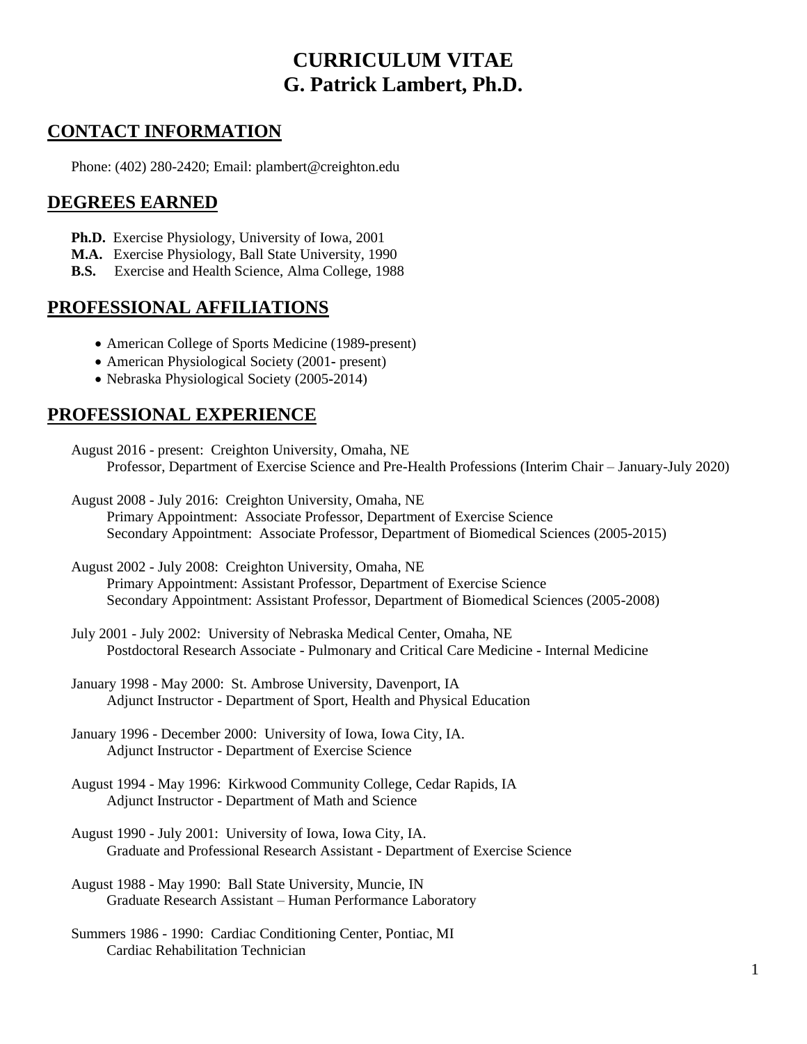# CURRICULUM VITAE
# G. Patrick Lambert, Ph.D.

## CONTACT INFORMATION

Phone: (402) 280-2420; Email: plambert@creighton.edu

## DEGREES EARNED

**Ph.D.** Exercise Physiology, University of Iowa, 2001
**M.A.** Exercise Physiology, Ball State University, 1990
**B.S.** Exercise and Health Science, Alma College, 1988

## PROFESSIONAL AFFILIATIONS

- American College of Sports Medicine (1989-present)
- American Physiological Society (2001- present)
- Nebraska Physiological Society (2005-2014)

## PROFESSIONAL EXPERIENCE

August 2016 - present: Creighton University, Omaha, NE
Professor, Department of Exercise Science and Pre-Health Professions (Interim Chair – January-July 2020)

August 2008 - July 2016: Creighton University, Omaha, NE
Primary Appointment: Associate Professor, Department of Exercise Science
Secondary Appointment: Associate Professor, Department of Biomedical Sciences (2005-2015)

August 2002 - July 2008: Creighton University, Omaha, NE
Primary Appointment: Assistant Professor, Department of Exercise Science
Secondary Appointment: Assistant Professor, Department of Biomedical Sciences (2005-2008)

July 2001 - July 2002: University of Nebraska Medical Center, Omaha, NE
Postdoctoral Research Associate - Pulmonary and Critical Care Medicine - Internal Medicine

January 1998 - May 2000: St. Ambrose University, Davenport, IA
Adjunct Instructor - Department of Sport, Health and Physical Education

January 1996 - December 2000: University of Iowa, Iowa City, IA.
Adjunct Instructor - Department of Exercise Science

August 1994 - May 1996: Kirkwood Community College, Cedar Rapids, IA
Adjunct Instructor - Department of Math and Science

August 1990 - July 2001: University of Iowa, Iowa City, IA.
Graduate and Professional Research Assistant - Department of Exercise Science

August 1988 - May 1990: Ball State University, Muncie, IN
Graduate Research Assistant – Human Performance Laboratory

Summers 1986 - 1990: Cardiac Conditioning Center, Pontiac, MI
Cardiac Rehabilitation Technician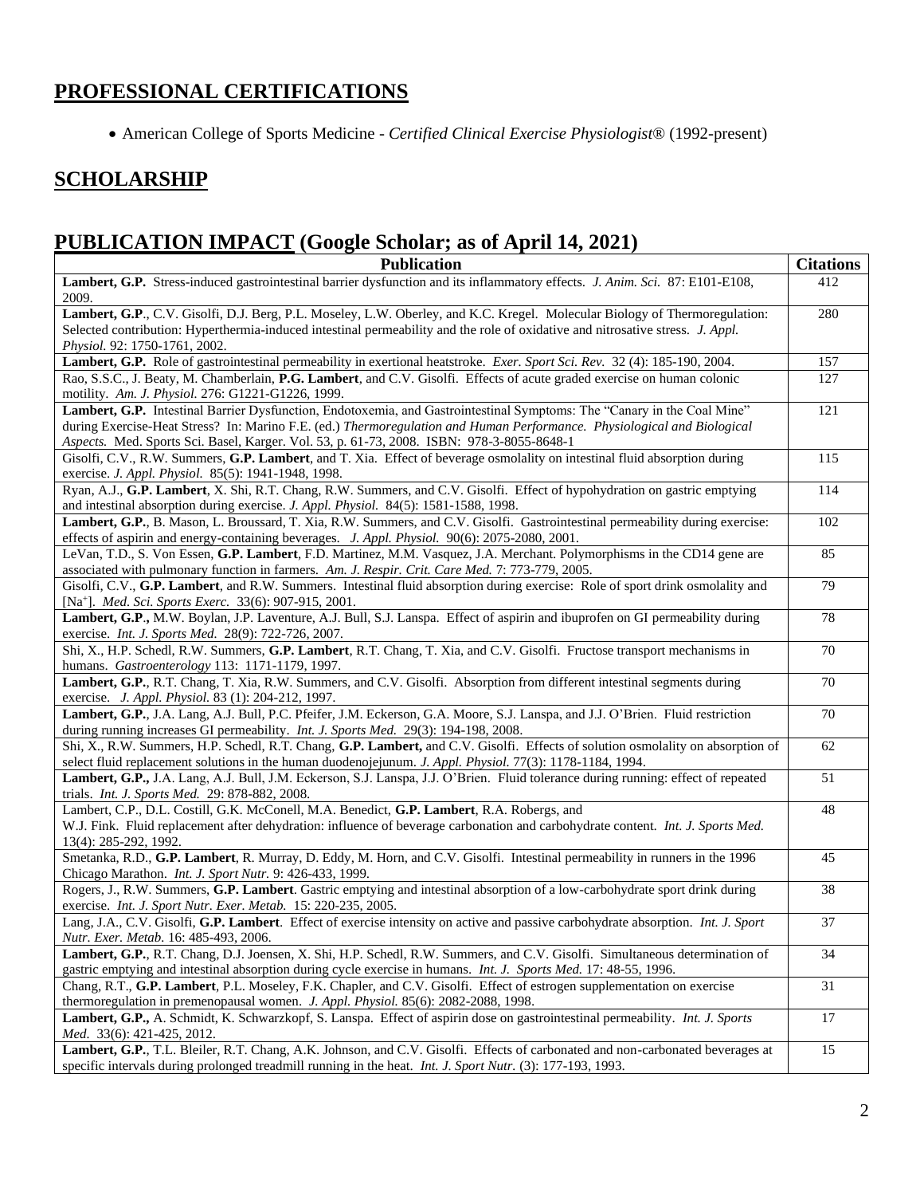## PROFESSIONAL CERTIFICATIONS

- American College of Sports Medicine - *Certified Clinical Exercise Physiologist®* (1992-present)

## SCHOLARSHIP

## PUBLICATION IMPACT (Google Scholar; as of April 14, 2021)

| Publication | Citations |
|---|---|
| **Lambert, G.P.** Stress-induced gastrointestinal barrier dysfunction and its inflammatory effects. *J. Anim. Sci.* 87: E101-E108, 2009. | 412 |
| **Lambert, G.P**., C.V. Gisolfi, D.J. Berg, P.L. Moseley, L.W. Oberley, and K.C. Kregel. Molecular Biology of Thermoregulation: Selected contribution: Hyperthermia-induced intestinal permeability and the role of oxidative and nitrosative stress. *J. Appl. Physiol.* 92: 1750-1761, 2002. | 280 |
| **Lambert, G.P.** Role of gastrointestinal permeability in exertional heatstroke. *Exer. Sport Sci. Rev.* 32 (4): 185-190, 2004. | 157 |
| Rao, S.S.C., J. Beaty, M. Chamberlain, **P.G. Lambert**, and C.V. Gisolfi. Effects of acute graded exercise on human colonic motility. *Am. J. Physiol.* 276: G1221-G1226, 1999. | 127 |
| **Lambert, G.P.** Intestinal Barrier Dysfunction, Endotoxemia, and Gastrointestinal Symptoms: The "Canary in the Coal Mine" during Exercise-Heat Stress? In: Marino F.E. (ed.) *Thermoregulation and Human Performance. Physiological and Biological Aspects.* Med. Sports Sci. Basel, Karger. Vol. 53, p. 61-73, 2008. ISBN: 978-3-8055-8648-1 | 121 |
| Gisolfi, C.V., R.W. Summers, **G.P. Lambert**, and T. Xia. Effect of beverage osmolality on intestinal fluid absorption during exercise. *J. Appl. Physiol.* 85(5): 1941-1948, 1998. | 115 |
| Ryan, A.J., **G.P. Lambert**, X. Shi, R.T. Chang, R.W. Summers, and C.V. Gisolfi. Effect of hypohydration on gastric emptying and intestinal absorption during exercise. *J. Appl. Physiol.* 84(5): 1581-1588, 1998. | 114 |
| **Lambert, G.P.**, B. Mason, L. Broussard, T. Xia, R.W. Summers, and C.V. Gisolfi. Gastrointestinal permeability during exercise: effects of aspirin and energy-containing beverages. *J. Appl. Physiol.* 90(6): 2075-2080, 2001. | 102 |
| LeVan, T.D., S. Von Essen, **G.P. Lambert**, F.D. Martinez, M.M. Vasquez, J.A. Merchant. Polymorphisms in the CD14 gene are associated with pulmonary function in farmers. *Am. J. Respir. Crit. Care Med.* 7: 773-779, 2005. | 85 |
| Gisolfi, C.V., **G.P. Lambert**, and R.W. Summers. Intestinal fluid absorption during exercise: Role of sport drink osmolality and [$Na^+$]. *Med. Sci. Sports Exerc.* 33(6): 907-915, 2001. | 79 |
| **Lambert, G.P.,** M.W. Boylan, J.P. Laventure, A.J. Bull, S.J. Lanspa. Effect of aspirin and ibuprofen on GI permeability during exercise. *Int. J. Sports Med.* 28(9): 722-726, 2007. | 78 |
| Shi, X., H.P. Schedl, R.W. Summers, **G.P. Lambert**, R.T. Chang, T. Xia, and C.V. Gisolfi. Fructose transport mechanisms in humans. *Gastroenterology* 113: 1171-1179, 1997. | 70 |
| **Lambert, G.P.**, R.T. Chang, T. Xia, R.W. Summers, and C.V. Gisolfi. Absorption from different intestinal segments during exercise. *J. Appl. Physiol.* 83 (1): 204-212, 1997. | 70 |
| **Lambert, G.P.**, J.A. Lang, A.J. Bull, P.C. Pfeifer, J.M. Eckerson, G.A. Moore, S.J. Lanspa, and J.J. O'Brien. Fluid restriction during running increases GI permeability. *Int. J. Sports Med.* 29(3): 194-198, 2008. | 70 |
| Shi, X., R.W. Summers, H.P. Schedl, R.T. Chang, **G.P. Lambert,** and C.V. Gisolfi. Effects of solution osmolality on absorption of select fluid replacement solutions in the human duodenojejunum. *J. Appl. Physiol.* 77(3): 1178-1184, 1994. | 62 |
| **Lambert, G.P.,** J.A. Lang, A.J. Bull, J.M. Eckerson, S.J. Lanspa, J.J. O'Brien. Fluid tolerance during running: effect of repeated trials. *Int. J. Sports Med.* 29: 878-882, 2008. | 51 |
| Lambert, C.P., D.L. Costill, G.K. McConell, M.A. Benedict, **G.P. Lambert**, R.A. Robergs, and W.J. Fink. Fluid replacement after dehydration: influence of beverage carbonation and carbohydrate content. *Int. J. Sports Med.* 13(4): 285-292, 1992. | 48 |
| Smetanka, R.D., **G.P. Lambert**, R. Murray, D. Eddy, M. Horn, and C.V. Gisolfi. Intestinal permeability in runners in the 1996 Chicago Marathon. *Int. J. Sport Nutr.* 9: 426-433, 1999. | 45 |
| Rogers, J., R.W. Summers, **G.P. Lambert**. Gastric emptying and intestinal absorption of a low-carbohydrate sport drink during exercise. *Int. J. Sport Nutr. Exer. Metab.* 15: 220-235, 2005. | 38 |
| Lang, J.A., C.V. Gisolfi, **G.P. Lambert**. Effect of exercise intensity on active and passive carbohydrate absorption. *Int. J. Sport Nutr. Exer. Metab.* 16: 485-493, 2006. | 37 |
| **Lambert, G.P.**, R.T. Chang, D.J. Joensen, X. Shi, H.P. Schedl, R.W. Summers, and C.V. Gisolfi. Simultaneous determination of gastric emptying and intestinal absorption during cycle exercise in humans. *Int. J. Sports Med.* 17: 48-55, 1996. | 34 |
| Chang, R.T., **G.P. Lambert**, P.L. Moseley, F.K. Chapler, and C.V. Gisolfi. Effect of estrogen supplementation on exercise thermoregulation in premenopausal women. *J. Appl. Physiol.* 85(6): 2082-2088, 1998. | 31 |
| **Lambert, G.P.,** A. Schmidt, K. Schwarzkopf, S. Lanspa. Effect of aspirin dose on gastrointestinal permeability. *Int. J. Sports Med.* 33(6): 421-425, 2012. | 17 |
| **Lambert, G.P.**, T.L. Bleiler, R.T. Chang, A.K. Johnson, and C.V. Gisolfi. Effects of carbonated and non-carbonated beverages at specific intervals during prolonged treadmill running in the heat. *Int. J. Sport Nutr.* (3): 177-193, 1993. | 15 |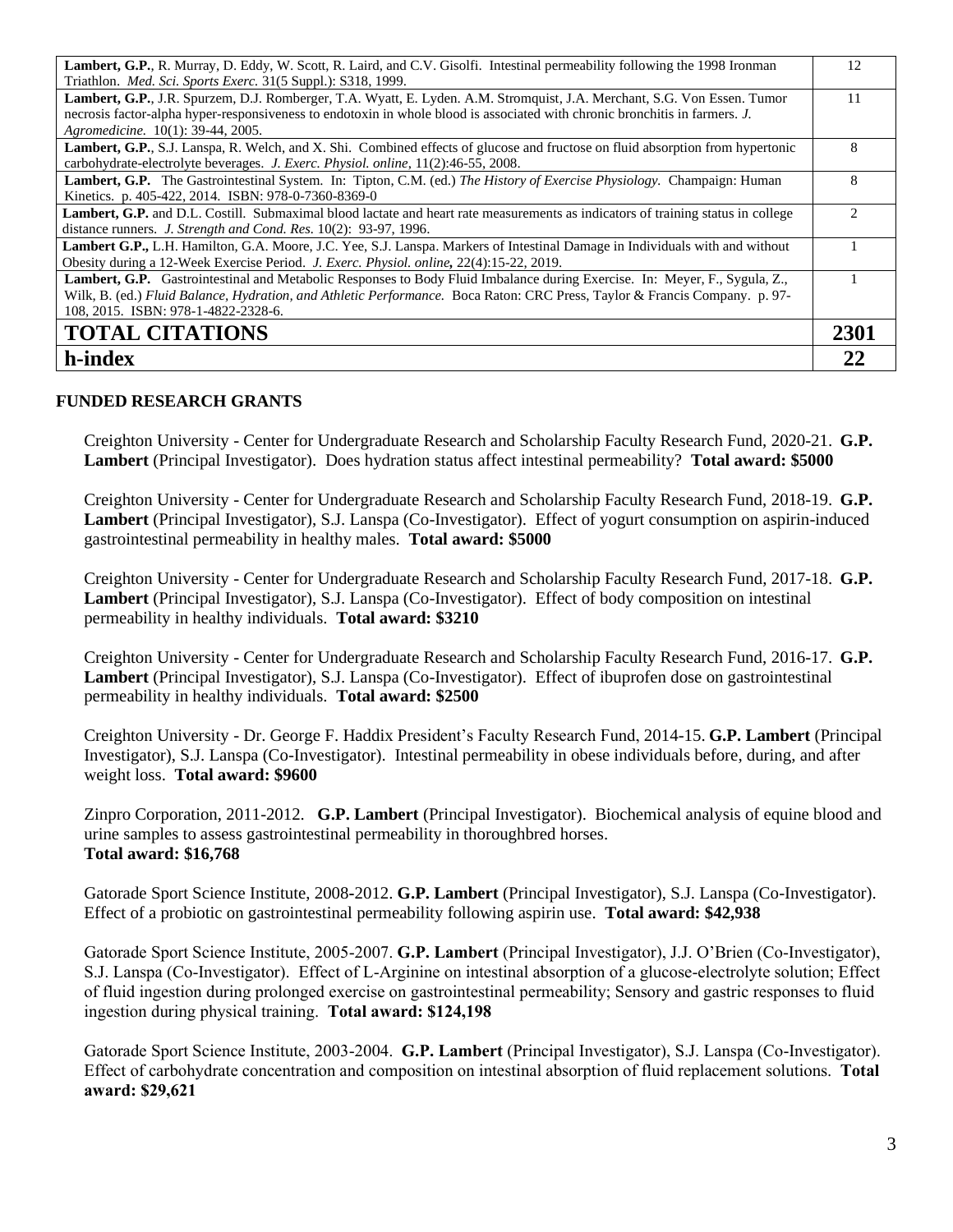| | |
|---|---|
| **Lambert, G.P.**, R. Murray, D. Eddy, W. Scott, R. Laird, and C.V. Gisolfi. Intestinal permeability following the 1998 Ironman Triathlon. *Med. Sci. Sports Exerc.* 31(5 Suppl.): S318, 1999. | 12 |
| **Lambert, G.P.**, J.R. Spurzem, D.J. Romberger, T.A. Wyatt, E. Lyden. A.M. Stromquist, J.A. Merchant, S.G. Von Essen. Tumor necrosis factor-alpha hyper-responsiveness to endotoxin in whole blood is associated with chronic bronchitis in farmers. *J. Agromedicine.* 10(1): 39-44, 2005. | 11 |
| **Lambert, G.P.**, S.J. Lanspa, R. Welch, and X. Shi. Combined effects of glucose and fructose on fluid absorption from hypertonic carbohydrate-electrolyte beverages. *J. Exerc. Physiol. online*, 11(2):46-55, 2008. | 8 |
| **Lambert, G.P.** The Gastrointestinal System. In: Tipton, C.M. (ed.) *The History of Exercise Physiology.* Champaign: Human Kinetics. p. 405-422, 2014. ISBN: 978-0-7360-8369-0 | 8 |
| **Lambert, G.P.** and D.L. Costill. Submaximal blood lactate and heart rate measurements as indicators of training status in college distance runners. *J. Strength and Cond. Res.* 10(2): 93-97, 1996. | 2 |
| **Lambert G.P.,** L.H. Hamilton, G.A. Moore, J.C. Yee, S.J. Lanspa. Markers of Intestinal Damage in Individuals with and without Obesity during a 12-Week Exercise Period. *J. Exerc. Physiol. online,* 22(4):15-22, 2019. | 1 |
| **Lambert, G.P.** Gastrointestinal and Metabolic Responses to Body Fluid Imbalance during Exercise. In: Meyer, F., Sygula, Z., Wilk, B. (ed.) *Fluid Balance, Hydration, and Athletic Performance.* Boca Raton: CRC Press, Taylor & Francis Company. p. 97-108, 2015. ISBN: 978-1-4822-2328-6. | 1 |
| **TOTAL CITATIONS** | **2301** |
| **h-index** | **22** |

## FUNDED RESEARCH GRANTS

Creighton University - Center for Undergraduate Research and Scholarship Faculty Research Fund, 2020-21. **G.P. Lambert** (Principal Investigator). Does hydration status affect intestinal permeability? **Total award: $5000**

Creighton University - Center for Undergraduate Research and Scholarship Faculty Research Fund, 2018-19. **G.P. Lambert** (Principal Investigator), S.J. Lanspa (Co-Investigator). Effect of yogurt consumption on aspirin-induced gastrointestinal permeability in healthy males. **Total award: $5000**

Creighton University - Center for Undergraduate Research and Scholarship Faculty Research Fund, 2017-18. **G.P. Lambert** (Principal Investigator), S.J. Lanspa (Co-Investigator). Effect of body composition on intestinal permeability in healthy individuals. **Total award: $3210**

Creighton University - Center for Undergraduate Research and Scholarship Faculty Research Fund, 2016-17. **G.P. Lambert** (Principal Investigator), S.J. Lanspa (Co-Investigator). Effect of ibuprofen dose on gastrointestinal permeability in healthy individuals. **Total award: $2500**

Creighton University - Dr. George F. Haddix President's Faculty Research Fund, 2014-15. **G.P. Lambert** (Principal Investigator), S.J. Lanspa (Co-Investigator). Intestinal permeability in obese individuals before, during, and after weight loss. **Total award: $9600**

Zinpro Corporation, 2011-2012. **G.P. Lambert** (Principal Investigator). Biochemical analysis of equine blood and urine samples to assess gastrointestinal permeability in thoroughbred horses. **Total award: $16,768**

Gatorade Sport Science Institute, 2008-2012. **G.P. Lambert** (Principal Investigator), S.J. Lanspa (Co-Investigator). Effect of a probiotic on gastrointestinal permeability following aspirin use. **Total award: $42,938**

Gatorade Sport Science Institute, 2005-2007. **G.P. Lambert** (Principal Investigator), J.J. O'Brien (Co-Investigator), S.J. Lanspa (Co-Investigator). Effect of L-Arginine on intestinal absorption of a glucose-electrolyte solution; Effect of fluid ingestion during prolonged exercise on gastrointestinal permeability; Sensory and gastric responses to fluid ingestion during physical training. **Total award: $124,198**

Gatorade Sport Science Institute, 2003-2004. **G.P. Lambert** (Principal Investigator), S.J. Lanspa (Co-Investigator). Effect of carbohydrate concentration and composition on intestinal absorption of fluid replacement solutions. **Total award: $29,621**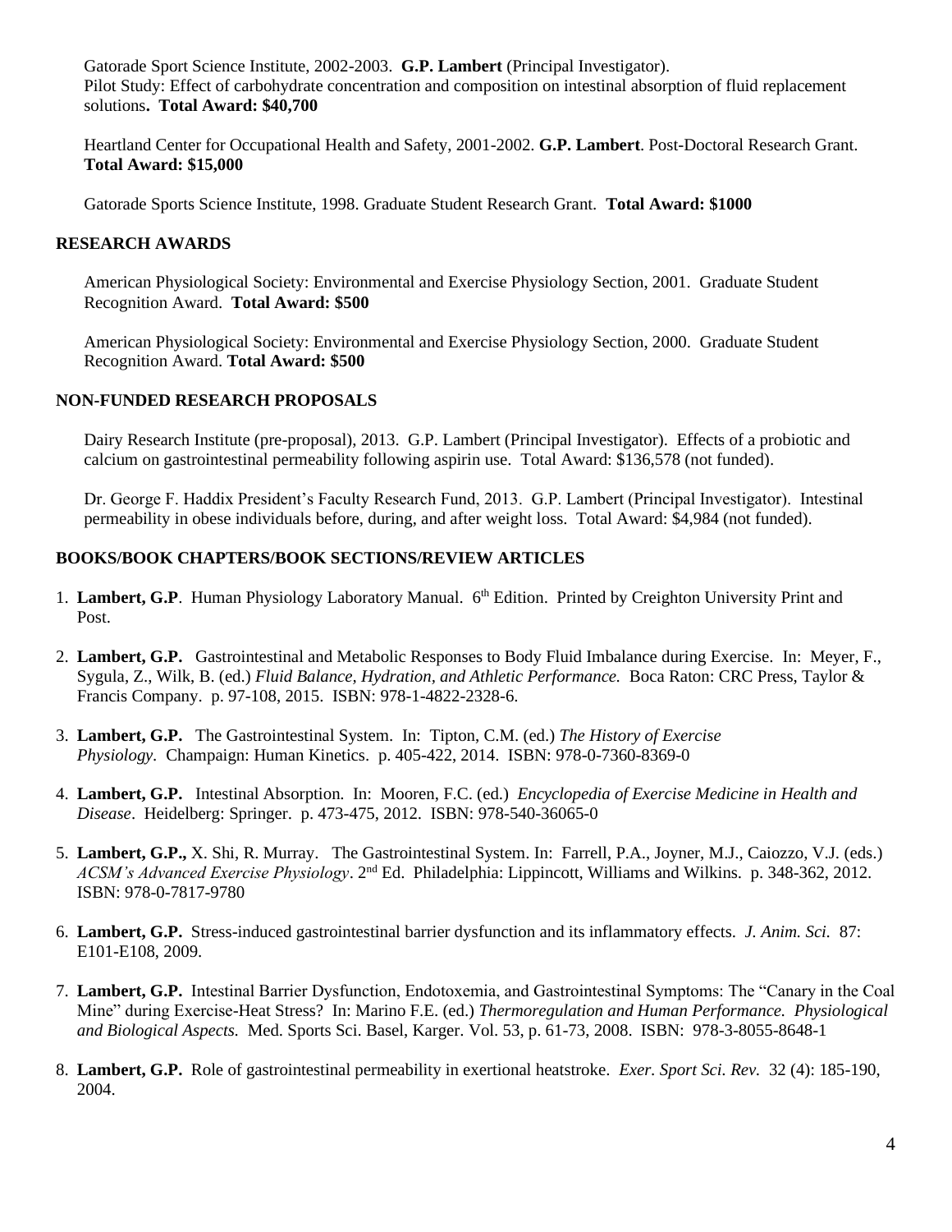Gatorade Sport Science Institute, 2002-2003. **G.P. Lambert** (Principal Investigator).
Pilot Study: Effect of carbohydrate concentration and composition on intestinal absorption of fluid replacement solutions**. Total Award: $40,700**

Heartland Center for Occupational Health and Safety, 2001-2002. **G.P. Lambert**. Post-Doctoral Research Grant. **Total Award: $15,000**

Gatorade Sports Science Institute, 1998. Graduate Student Research Grant. **Total Award: $1000**

## RESEARCH AWARDS

American Physiological Society: Environmental and Exercise Physiology Section, 2001. Graduate Student Recognition Award. **Total Award: $500**

American Physiological Society: Environmental and Exercise Physiology Section, 2000. Graduate Student Recognition Award. **Total Award: $500**

## NON-FUNDED RESEARCH PROPOSALS

Dairy Research Institute (pre-proposal), 2013. G.P. Lambert (Principal Investigator). Effects of a probiotic and calcium on gastrointestinal permeability following aspirin use. Total Award: $136,578 (not funded).

Dr. George F. Haddix President's Faculty Research Fund, 2013. G.P. Lambert (Principal Investigator). Intestinal permeability in obese individuals before, during, and after weight loss. Total Award: $4,984 (not funded).

## BOOKS/BOOK CHAPTERS/BOOK SECTIONS/REVIEW ARTICLES

1. **Lambert, G.P**. Human Physiology Laboratory Manual. 6th Edition. Printed by Creighton University Print and Post.

2. **Lambert, G.P.** Gastrointestinal and Metabolic Responses to Body Fluid Imbalance during Exercise. In: Meyer, F., Sygula, Z., Wilk, B. (ed.) *Fluid Balance, Hydration, and Athletic Performance.* Boca Raton: CRC Press, Taylor & Francis Company. p. 97-108, 2015. ISBN: 978-1-4822-2328-6.

3. **Lambert, G.P.** The Gastrointestinal System. In: Tipton, C.M. (ed.) *The History of Exercise Physiology.* Champaign: Human Kinetics. p. 405-422, 2014. ISBN: 978-0-7360-8369-0

4. **Lambert, G.P.** Intestinal Absorption. In: Mooren, F.C. (ed.) *Encyclopedia of Exercise Medicine in Health and Disease*. Heidelberg: Springer. p. 473-475, 2012. ISBN: 978-540-36065-0

5. **Lambert, G.P.,** X. Shi, R. Murray. The Gastrointestinal System. In: Farrell, P.A., Joyner, M.J., Caiozzo, V.J. (eds.) *ACSM's Advanced Exercise Physiology*. 2nd Ed. Philadelphia: Lippincott, Williams and Wilkins. p. 348-362, 2012. ISBN: 978-0-7817-9780

6. **Lambert, G.P.** Stress-induced gastrointestinal barrier dysfunction and its inflammatory effects. *J. Anim. Sci.* 87: E101-E108, 2009.

7. **Lambert, G.P.** Intestinal Barrier Dysfunction, Endotoxemia, and Gastrointestinal Symptoms: The "Canary in the Coal Mine" during Exercise-Heat Stress? In: Marino F.E. (ed.) *Thermoregulation and Human Performance. Physiological and Biological Aspects.* Med. Sports Sci. Basel, Karger. Vol. 53, p. 61-73, 2008. ISBN: 978-3-8055-8648-1

8. **Lambert, G.P.** Role of gastrointestinal permeability in exertional heatstroke. *Exer. Sport Sci. Rev.* 32 (4): 185-190, 2004.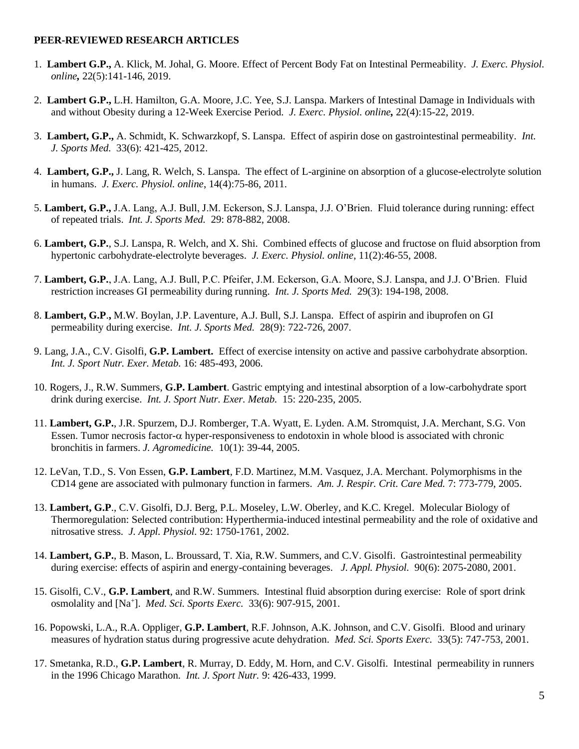**PEER-REVIEWED RESEARCH ARTICLES**

1. **Lambert G.P.,** A. Klick, M. Johal, G. Moore. Effect of Percent Body Fat on Intestinal Permeability. *J. Exerc. Physiol. online***,** 22(5):141-146, 2019.

2. **Lambert G.P.,** L.H. Hamilton, G.A. Moore, J.C. Yee, S.J. Lanspa. Markers of Intestinal Damage in Individuals with and without Obesity during a 12-Week Exercise Period. *J. Exerc. Physiol. online***,** 22(4):15-22, 2019.

3. **Lambert, G.P.,** A. Schmidt, K. Schwarzkopf, S. Lanspa. Effect of aspirin dose on gastrointestinal permeability. *Int. J. Sports Med.* 33(6): 421-425, 2012.

4. **Lambert, G.P.,** J. Lang, R. Welch, S. Lanspa. The effect of L-arginine on absorption of a glucose-electrolyte solution in humans. *J. Exerc. Physiol. online*, 14(4):75-86, 2011.

5. **Lambert, G.P.,** J.A. Lang, A.J. Bull, J.M. Eckerson, S.J. Lanspa, J.J. O'Brien. Fluid tolerance during running: effect of repeated trials. *Int. J. Sports Med.* 29: 878-882, 2008.

6. **Lambert, G.P.**, S.J. Lanspa, R. Welch, and X. Shi. Combined effects of glucose and fructose on fluid absorption from hypertonic carbohydrate-electrolyte beverages. *J. Exerc. Physiol. online*, 11(2):46-55, 2008.

7. **Lambert, G.P.**, J.A. Lang, A.J. Bull, P.C. Pfeifer, J.M. Eckerson, G.A. Moore, S.J. Lanspa, and J.J. O'Brien. Fluid restriction increases GI permeability during running. *Int. J. Sports Med.* 29(3): 194-198, 2008.

8. **Lambert, G.P.**, M.W. Boylan, J.P. Laventure, A.J. Bull, S.J. Lanspa. Effect of aspirin and ibuprofen on GI permeability during exercise. *Int. J. Sports Med.* 28(9): 722-726, 2007.

9. Lang, J.A., C.V. Gisolfi, **G.P. Lambert.** Effect of exercise intensity on active and passive carbohydrate absorption. *Int. J. Sport Nutr. Exer. Metab.* 16: 485-493, 2006.

10. Rogers, J., R.W. Summers, **G.P. Lambert**. Gastric emptying and intestinal absorption of a low-carbohydrate sport drink during exercise. *Int. J. Sport Nutr. Exer. Metab.* 15: 220-235, 2005.

11. **Lambert, G.P.**, J.R. Spurzem, D.J. Romberger, T.A. Wyatt, E. Lyden. A.M. Stromquist, J.A. Merchant, S.G. Von Essen. Tumor necrosis factor-$\alpha$ hyper-responsiveness to endotoxin in whole blood is associated with chronic bronchitis in farmers. *J. Agromedicine.* 10(1): 39-44, 2005.

12. LeVan, T.D., S. Von Essen, **G.P. Lambert**, F.D. Martinez, M.M. Vasquez, J.A. Merchant. Polymorphisms in the CD14 gene are associated with pulmonary function in farmers. *Am. J. Respir. Crit. Care Med.* 7: 773-779, 2005.

13. **Lambert, G.P**., C.V. Gisolfi, D.J. Berg, P.L. Moseley, L.W. Oberley, and K.C. Kregel. Molecular Biology of Thermoregulation: Selected contribution: Hyperthermia-induced intestinal permeability and the role of oxidative and nitrosative stress. *J. Appl. Physiol.* 92: 1750-1761, 2002.

14. **Lambert, G.P.**, B. Mason, L. Broussard, T. Xia, R.W. Summers, and C.V. Gisolfi. Gastrointestinal permeability during exercise: effects of aspirin and energy-containing beverages. *J. Appl. Physiol.* 90(6): 2075-2080, 2001.

15. Gisolfi, C.V., **G.P. Lambert**, and R.W. Summers. Intestinal fluid absorption during exercise: Role of sport drink osmolality and [$Na^+$]. *Med. Sci. Sports Exerc.* 33(6): 907-915, 2001.

16. Popowski, L.A., R.A. Oppliger, **G.P. Lambert**, R.F. Johnson, A.K. Johnson, and C.V. Gisolfi. Blood and urinary measures of hydration status during progressive acute dehydration. *Med. Sci. Sports Exerc.* 33(5): 747-753, 2001.

17. Smetanka, R.D., **G.P. Lambert**, R. Murray, D. Eddy, M. Horn, and C.V. Gisolfi. Intestinal permeability in runners in the 1996 Chicago Marathon. *Int. J. Sport Nutr.* 9: 426-433, 1999.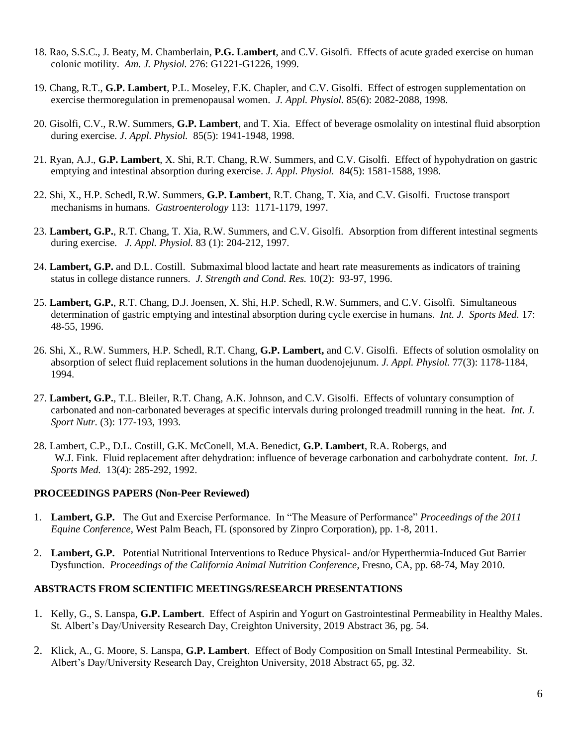18. Rao, S.S.C., J. Beaty, M. Chamberlain, **P.G. Lambert**, and C.V. Gisolfi. Effects of acute graded exercise on human colonic motility. *Am. J. Physiol.* 276: G1221-G1226, 1999.

19. Chang, R.T., **G.P. Lambert**, P.L. Moseley, F.K. Chapler, and C.V. Gisolfi. Effect of estrogen supplementation on exercise thermoregulation in premenopausal women. *J. Appl. Physiol.* 85(6): 2082-2088, 1998.

20. Gisolfi, C.V., R.W. Summers, **G.P. Lambert**, and T. Xia. Effect of beverage osmolality on intestinal fluid absorption during exercise. *J. Appl. Physiol.* 85(5): 1941-1948, 1998.

21. Ryan, A.J., **G.P. Lambert**, X. Shi, R.T. Chang, R.W. Summers, and C.V. Gisolfi. Effect of hypohydration on gastric emptying and intestinal absorption during exercise. *J. Appl. Physiol.* 84(5): 1581-1588, 1998.

22. Shi, X., H.P. Schedl, R.W. Summers, **G.P. Lambert**, R.T. Chang, T. Xia, and C.V. Gisolfi. Fructose transport mechanisms in humans. *Gastroenterology* 113: 1171-1179, 1997.

23. **Lambert, G.P.**, R.T. Chang, T. Xia, R.W. Summers, and C.V. Gisolfi. Absorption from different intestinal segments during exercise. *J. Appl. Physiol.* 83 (1): 204-212, 1997.

24. **Lambert, G.P.** and D.L. Costill. Submaximal blood lactate and heart rate measurements as indicators of training status in college distance runners. *J. Strength and Cond. Res.* 10(2): 93-97, 1996.

25. **Lambert, G.P.**, R.T. Chang, D.J. Joensen, X. Shi, H.P. Schedl, R.W. Summers, and C.V. Gisolfi. Simultaneous determination of gastric emptying and intestinal absorption during cycle exercise in humans. *Int. J. Sports Med.* 17: 48-55, 1996.

26. Shi, X., R.W. Summers, H.P. Schedl, R.T. Chang, **G.P. Lambert,** and C.V. Gisolfi. Effects of solution osmolality on absorption of select fluid replacement solutions in the human duodenojejunum. *J. Appl. Physiol.* 77(3): 1178-1184, 1994.

27. **Lambert, G.P.**, T.L. Bleiler, R.T. Chang, A.K. Johnson, and C.V. Gisolfi. Effects of voluntary consumption of carbonated and non-carbonated beverages at specific intervals during prolonged treadmill running in the heat. *Int. J. Sport Nutr.* (3): 177-193, 1993.

28. Lambert, C.P., D.L. Costill, G.K. McConell, M.A. Benedict, **G.P. Lambert**, R.A. Robergs, and W.J. Fink. Fluid replacement after dehydration: influence of beverage carbonation and carbohydrate content. *Int. J. Sports Med.* 13(4): 285-292, 1992.

## PROCEEDINGS PAPERS (Non-Peer Reviewed)

1. **Lambert, G.P.** The Gut and Exercise Performance. In "The Measure of Performance" *Proceedings of the 2011 Equine Conference*, West Palm Beach, FL (sponsored by Zinpro Corporation), pp. 1-8, 2011.

2. **Lambert, G.P.** Potential Nutritional Interventions to Reduce Physical- and/or Hyperthermia-Induced Gut Barrier Dysfunction. *Proceedings of the California Animal Nutrition Conference*, Fresno, CA, pp. 68-74, May 2010.

## ABSTRACTS FROM SCIENTIFIC MEETINGS/RESEARCH PRESENTATIONS

1. Kelly, G., S. Lanspa, **G.P. Lambert**. Effect of Aspirin and Yogurt on Gastrointestinal Permeability in Healthy Males. St. Albert's Day/University Research Day, Creighton University, 2019 Abstract 36, pg. 54.

2. Klick, A., G. Moore, S. Lanspa, **G.P. Lambert**. Effect of Body Composition on Small Intestinal Permeability. St. Albert's Day/University Research Day, Creighton University, 2018 Abstract 65, pg. 32.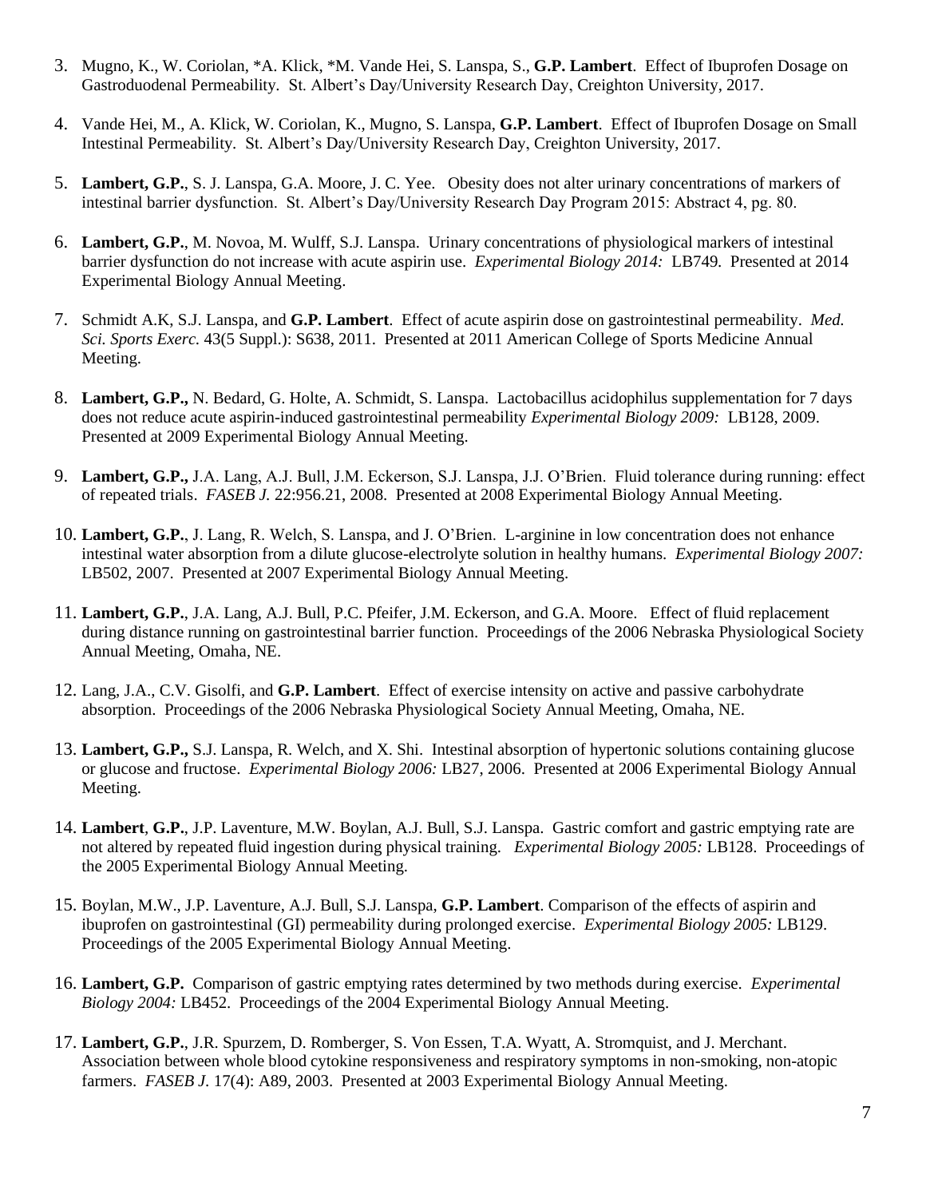3. Mugno, K., W. Coriolan, *A. Klick, *M. Vande Hei, S. Lanspa, S., **G.P. Lambert**. Effect of Ibuprofen Dosage on Gastroduodenal Permeability. St. Albert's Day/University Research Day, Creighton University, 2017.

4. Vande Hei, M., A. Klick, W. Coriolan, K., Mugno, S. Lanspa, **G.P. Lambert**. Effect of Ibuprofen Dosage on Small Intestinal Permeability. St. Albert's Day/University Research Day, Creighton University, 2017.

5. **Lambert, G.P.**, S. J. Lanspa, G.A. Moore, J. C. Yee. Obesity does not alter urinary concentrations of markers of intestinal barrier dysfunction. St. Albert's Day/University Research Day Program 2015: Abstract 4, pg. 80.

6. **Lambert, G.P.**, M. Novoa, M. Wulff, S.J. Lanspa. Urinary concentrations of physiological markers of intestinal barrier dysfunction do not increase with acute aspirin use. *Experimental Biology 2014:* LB749. Presented at 2014 Experimental Biology Annual Meeting.

7. Schmidt A.K, S.J. Lanspa, and **G.P. Lambert**. Effect of acute aspirin dose on gastrointestinal permeability. *Med. Sci. Sports Exerc.* 43(5 Suppl.): S638, 2011. Presented at 2011 American College of Sports Medicine Annual Meeting.

8. **Lambert, G.P.,** N. Bedard, G. Holte, A. Schmidt, S. Lanspa. Lactobacillus acidophilus supplementation for 7 days does not reduce acute aspirin-induced gastrointestinal permeability *Experimental Biology 2009:* LB128, 2009. Presented at 2009 Experimental Biology Annual Meeting.

9. **Lambert, G.P.,** J.A. Lang, A.J. Bull, J.M. Eckerson, S.J. Lanspa, J.J. O'Brien. Fluid tolerance during running: effect of repeated trials. *FASEB J.* 22:956.21, 2008. Presented at 2008 Experimental Biology Annual Meeting.

10. **Lambert, G.P.**, J. Lang, R. Welch, S. Lanspa, and J. O'Brien. L-arginine in low concentration does not enhance intestinal water absorption from a dilute glucose-electrolyte solution in healthy humans. *Experimental Biology 2007:* LB502, 2007. Presented at 2007 Experimental Biology Annual Meeting.

11. **Lambert, G.P.**, J.A. Lang, A.J. Bull, P.C. Pfeifer, J.M. Eckerson, and G.A. Moore. Effect of fluid replacement during distance running on gastrointestinal barrier function. Proceedings of the 2006 Nebraska Physiological Society Annual Meeting, Omaha, NE.

12. Lang, J.A., C.V. Gisolfi, and **G.P. Lambert**. Effect of exercise intensity on active and passive carbohydrate absorption. Proceedings of the 2006 Nebraska Physiological Society Annual Meeting, Omaha, NE.

13. **Lambert, G.P.,** S.J. Lanspa, R. Welch, and X. Shi. Intestinal absorption of hypertonic solutions containing glucose or glucose and fructose. *Experimental Biology 2006:* LB27, 2006. Presented at 2006 Experimental Biology Annual Meeting.

14. **Lambert**, **G.P.**, J.P. Laventure, M.W. Boylan, A.J. Bull, S.J. Lanspa. Gastric comfort and gastric emptying rate are not altered by repeated fluid ingestion during physical training. *Experimental Biology 2005:* LB128. Proceedings of the 2005 Experimental Biology Annual Meeting.

15. Boylan, M.W., J.P. Laventure, A.J. Bull, S.J. Lanspa, **G.P. Lambert**. Comparison of the effects of aspirin and ibuprofen on gastrointestinal (GI) permeability during prolonged exercise. *Experimental Biology 2005:* LB129. Proceedings of the 2005 Experimental Biology Annual Meeting.

16. **Lambert, G.P.** Comparison of gastric emptying rates determined by two methods during exercise. *Experimental Biology 2004:* LB452. Proceedings of the 2004 Experimental Biology Annual Meeting.

17. **Lambert, G.P.**, J.R. Spurzem, D. Romberger, S. Von Essen, T.A. Wyatt, A. Stromquist, and J. Merchant. Association between whole blood cytokine responsiveness and respiratory symptoms in non-smoking, non-atopic farmers. *FASEB J.* 17(4): A89, 2003. Presented at 2003 Experimental Biology Annual Meeting.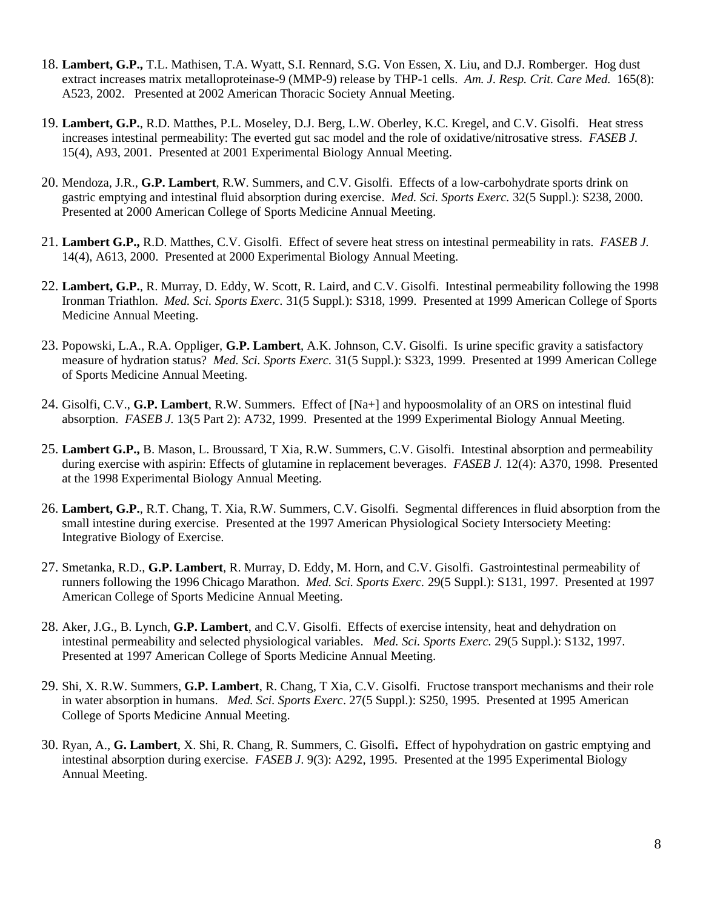18. **Lambert, G.P.,** T.L. Mathisen, T.A. Wyatt, S.I. Rennard, S.G. Von Essen, X. Liu, and D.J. Romberger. Hog dust extract increases matrix metalloproteinase-9 (MMP-9) release by THP-1 cells. *Am. J. Resp. Crit. Care Med.* 165(8): A523, 2002. Presented at 2002 American Thoracic Society Annual Meeting.

19. **Lambert, G.P.**, R.D. Matthes, P.L. Moseley, D.J. Berg, L.W. Oberley, K.C. Kregel, and C.V. Gisolfi. Heat stress increases intestinal permeability: The everted gut sac model and the role of oxidative/nitrosative stress. *FASEB J.* 15(4), A93, 2001. Presented at 2001 Experimental Biology Annual Meeting.

20. Mendoza, J.R., **G.P. Lambert**, R.W. Summers, and C.V. Gisolfi. Effects of a low-carbohydrate sports drink on gastric emptying and intestinal fluid absorption during exercise. *Med. Sci. Sports Exerc.* 32(5 Suppl.): S238, 2000. Presented at 2000 American College of Sports Medicine Annual Meeting.

21. **Lambert G.P.,** R.D. Matthes, C.V. Gisolfi. Effect of severe heat stress on intestinal permeability in rats. *FASEB J.* 14(4), A613, 2000. Presented at 2000 Experimental Biology Annual Meeting.

22. **Lambert, G.P.**, R. Murray, D. Eddy, W. Scott, R. Laird, and C.V. Gisolfi. Intestinal permeability following the 1998 Ironman Triathlon. *Med. Sci. Sports Exerc.* 31(5 Suppl.): S318, 1999. Presented at 1999 American College of Sports Medicine Annual Meeting.

23. Popowski, L.A., R.A. Oppliger, **G.P. Lambert**, A.K. Johnson, C.V. Gisolfi. Is urine specific gravity a satisfactory measure of hydration status? *Med. Sci. Sports Exerc.* 31(5 Suppl.): S323, 1999. Presented at 1999 American College of Sports Medicine Annual Meeting.

24. Gisolfi, C.V., **G.P. Lambert**, R.W. Summers. Effect of [Na+] and hypoosmolality of an ORS on intestinal fluid absorption. *FASEB J.* 13(5 Part 2): A732, 1999. Presented at the 1999 Experimental Biology Annual Meeting.

25. **Lambert G.P.,** B. Mason, L. Broussard, T Xia, R.W. Summers, C.V. Gisolfi. Intestinal absorption and permeability during exercise with aspirin: Effects of glutamine in replacement beverages. *FASEB J.* 12(4): A370, 1998. Presented at the 1998 Experimental Biology Annual Meeting.

26. **Lambert, G.P.**, R.T. Chang, T. Xia, R.W. Summers, C.V. Gisolfi. Segmental differences in fluid absorption from the small intestine during exercise. Presented at the 1997 American Physiological Society Intersociety Meeting: Integrative Biology of Exercise.

27. Smetanka, R.D., **G.P. Lambert**, R. Murray, D. Eddy, M. Horn, and C.V. Gisolfi. Gastrointestinal permeability of runners following the 1996 Chicago Marathon. *Med. Sci. Sports Exerc.* 29(5 Suppl.): S131, 1997. Presented at 1997 American College of Sports Medicine Annual Meeting.

28. Aker, J.G., B. Lynch, **G.P. Lambert**, and C.V. Gisolfi. Effects of exercise intensity, heat and dehydration on intestinal permeability and selected physiological variables. *Med. Sci. Sports Exerc.* 29(5 Suppl.): S132, 1997. Presented at 1997 American College of Sports Medicine Annual Meeting.

29. Shi, X. R.W. Summers, **G.P. Lambert**, R. Chang, T Xia, C.V. Gisolfi. Fructose transport mechanisms and their role in water absorption in humans. *Med. Sci. Sports Exerc*. 27(5 Suppl.): S250, 1995. Presented at 1995 American College of Sports Medicine Annual Meeting.

30. Ryan, A., **G. Lambert**, X. Shi, R. Chang, R. Summers, C. Gisolfi**.** Effect of hypohydration on gastric emptying and intestinal absorption during exercise. *FASEB J*. 9(3): A292, 1995. Presented at the 1995 Experimental Biology Annual Meeting.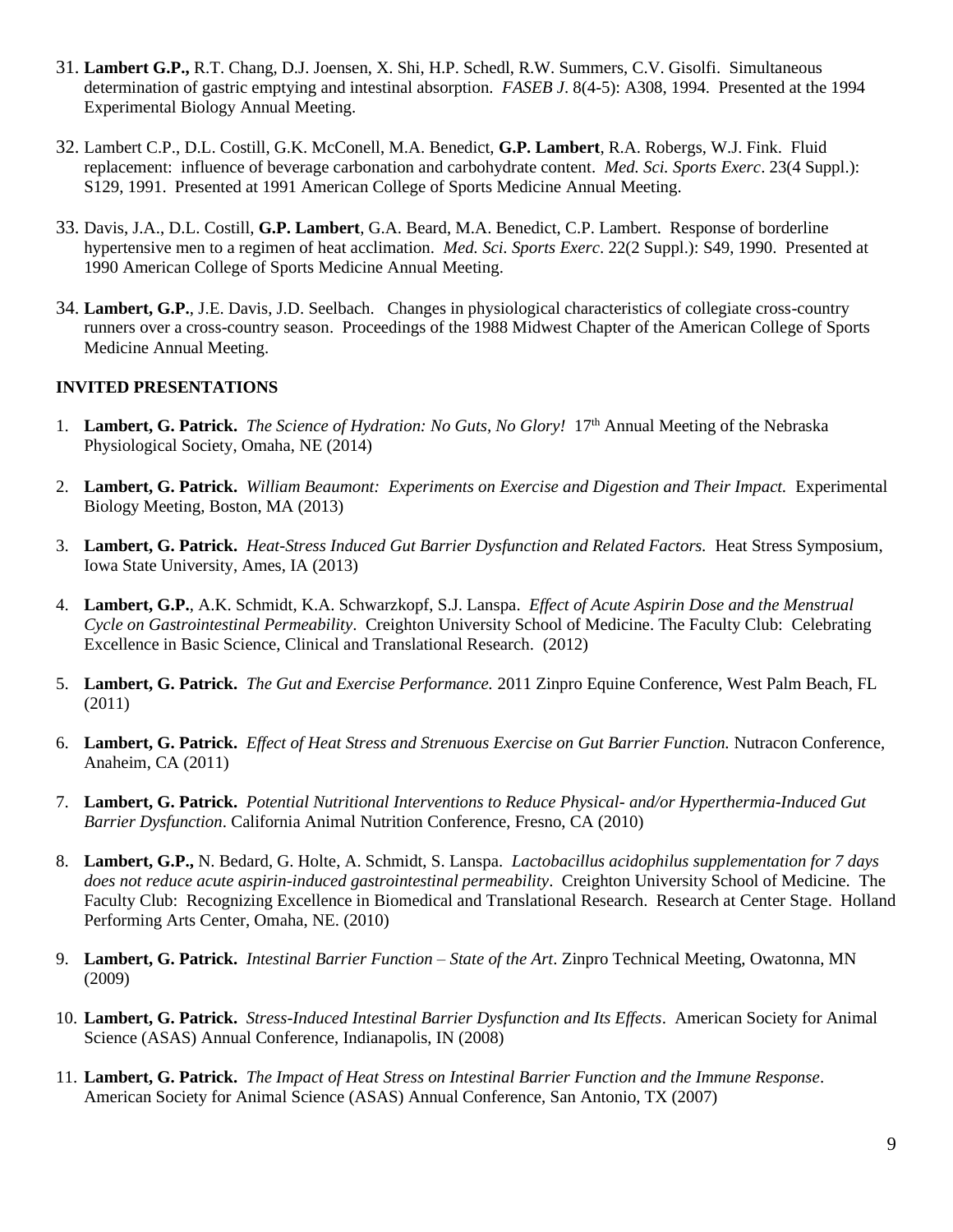31. **Lambert G.P.,** R.T. Chang, D.J. Joensen, X. Shi, H.P. Schedl, R.W. Summers, C.V. Gisolfi. Simultaneous determination of gastric emptying and intestinal absorption. *FASEB J*. 8(4-5): A308, 1994. Presented at the 1994 Experimental Biology Annual Meeting.

32. Lambert C.P., D.L. Costill, G.K. McConell, M.A. Benedict, **G.P. Lambert**, R.A. Robergs, W.J. Fink. Fluid replacement: influence of beverage carbonation and carbohydrate content. *Med. Sci. Sports Exerc*. 23(4 Suppl.): S129, 1991. Presented at 1991 American College of Sports Medicine Annual Meeting.

33. Davis, J.A., D.L. Costill, **G.P. Lambert**, G.A. Beard, M.A. Benedict, C.P. Lambert. Response of borderline hypertensive men to a regimen of heat acclimation. *Med. Sci. Sports Exerc*. 22(2 Suppl.): S49, 1990. Presented at 1990 American College of Sports Medicine Annual Meeting.

34. **Lambert, G.P.**, J.E. Davis, J.D. Seelbach. Changes in physiological characteristics of collegiate cross-country runners over a cross-country season. Proceedings of the 1988 Midwest Chapter of the American College of Sports Medicine Annual Meeting.

**INVITED PRESENTATIONS**

1. **Lambert, G. Patrick.** *The Science of Hydration: No Guts, No Glory!* 17th Annual Meeting of the Nebraska Physiological Society, Omaha, NE (2014)

2. **Lambert, G. Patrick.** *William Beaumont: Experiments on Exercise and Digestion and Their Impact.* Experimental Biology Meeting, Boston, MA (2013)

3. **Lambert, G. Patrick.** *Heat-Stress Induced Gut Barrier Dysfunction and Related Factors.* Heat Stress Symposium, Iowa State University, Ames, IA (2013)

4. **Lambert, G.P.**, A.K. Schmidt, K.A. Schwarzkopf, S.J. Lanspa. *Effect of Acute Aspirin Dose and the Menstrual Cycle on Gastrointestinal Permeability*. Creighton University School of Medicine. The Faculty Club: Celebrating Excellence in Basic Science, Clinical and Translational Research. (2012)

5. **Lambert, G. Patrick.** *The Gut and Exercise Performance.* 2011 Zinpro Equine Conference, West Palm Beach, FL (2011)

6. **Lambert, G. Patrick.** *Effect of Heat Stress and Strenuous Exercise on Gut Barrier Function.* Nutracon Conference, Anaheim, CA (2011)

7. **Lambert, G. Patrick.** *Potential Nutritional Interventions to Reduce Physical- and/or Hyperthermia-Induced Gut Barrier Dysfunction*. California Animal Nutrition Conference, Fresno, CA (2010)

8. **Lambert, G.P.,** N. Bedard, G. Holte, A. Schmidt, S. Lanspa. *Lactobacillus acidophilus supplementation for 7 days does not reduce acute aspirin-induced gastrointestinal permeability*. Creighton University School of Medicine. The Faculty Club: Recognizing Excellence in Biomedical and Translational Research. Research at Center Stage. Holland Performing Arts Center, Omaha, NE. (2010)

9. **Lambert, G. Patrick.** *Intestinal Barrier Function – State of the Art*. Zinpro Technical Meeting, Owatonna, MN (2009)

10. **Lambert, G. Patrick.** *Stress-Induced Intestinal Barrier Dysfunction and Its Effects*. American Society for Animal Science (ASAS) Annual Conference, Indianapolis, IN (2008)

11. **Lambert, G. Patrick.** *The Impact of Heat Stress on Intestinal Barrier Function and the Immune Response*. American Society for Animal Science (ASAS) Annual Conference, San Antonio, TX (2007)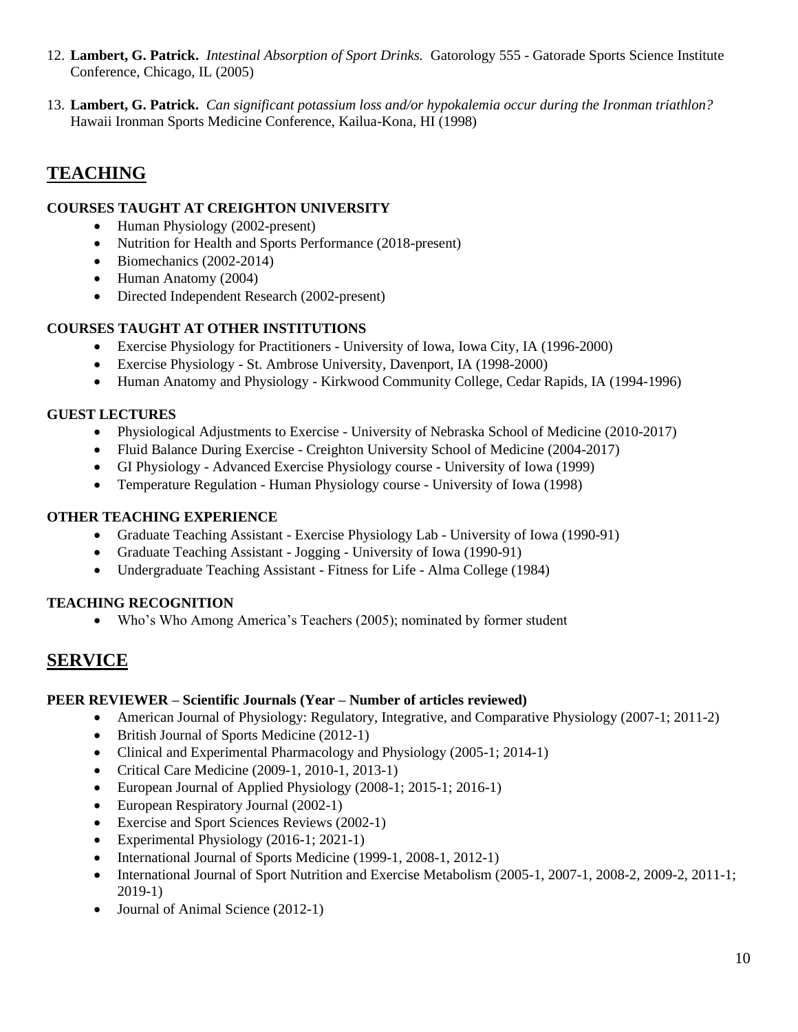12. **Lambert, G. Patrick.** *Intestinal Absorption of Sport Drinks.* Gatorology 555 - Gatorade Sports Science Institute Conference, Chicago, IL (2005)

13. **Lambert, G. Patrick.** *Can significant potassium loss and/or hypokalemia occur during the Ironman triathlon?* Hawaii Ironman Sports Medicine Conference, Kailua-Kona, HI (1998)

## TEACHING

### COURSES TAUGHT AT CREIGHTON UNIVERSITY

- Human Physiology (2002-present)
- Nutrition for Health and Sports Performance (2018-present)
- Biomechanics (2002-2014)
- Human Anatomy (2004)
- Directed Independent Research (2002-present)

### COURSES TAUGHT AT OTHER INSTITUTIONS

- Exercise Physiology for Practitioners - University of Iowa, Iowa City, IA (1996-2000)
- Exercise Physiology - St. Ambrose University, Davenport, IA (1998-2000)
- Human Anatomy and Physiology - Kirkwood Community College, Cedar Rapids, IA (1994-1996)

### GUEST LECTURES

- Physiological Adjustments to Exercise - University of Nebraska School of Medicine (2010-2017)
- Fluid Balance During Exercise - Creighton University School of Medicine (2004-2017)
- GI Physiology - Advanced Exercise Physiology course - University of Iowa (1999)
- Temperature Regulation - Human Physiology course - University of Iowa (1998)

### OTHER TEACHING EXPERIENCE

- Graduate Teaching Assistant - Exercise Physiology Lab - University of Iowa (1990-91)
- Graduate Teaching Assistant - Jogging - University of Iowa (1990-91)
- Undergraduate Teaching Assistant - Fitness for Life - Alma College (1984)

### TEACHING RECOGNITION

- Who's Who Among America's Teachers (2005); nominated by former student

## SERVICE

### PEER REVIEWER – Scientific Journals (Year – Number of articles reviewed)

- American Journal of Physiology: Regulatory, Integrative, and Comparative Physiology (2007-1; 2011-2)
- British Journal of Sports Medicine (2012-1)
- Clinical and Experimental Pharmacology and Physiology (2005-1; 2014-1)
- Critical Care Medicine (2009-1, 2010-1, 2013-1)
- European Journal of Applied Physiology (2008-1; 2015-1; 2016-1)
- European Respiratory Journal (2002-1)
- Exercise and Sport Sciences Reviews (2002-1)
- Experimental Physiology (2016-1; 2021-1)
- International Journal of Sports Medicine (1999-1, 2008-1, 2012-1)
- International Journal of Sport Nutrition and Exercise Metabolism (2005-1, 2007-1, 2008-2, 2009-2, 2011-1; 2019-1)
- Journal of Animal Science (2012-1)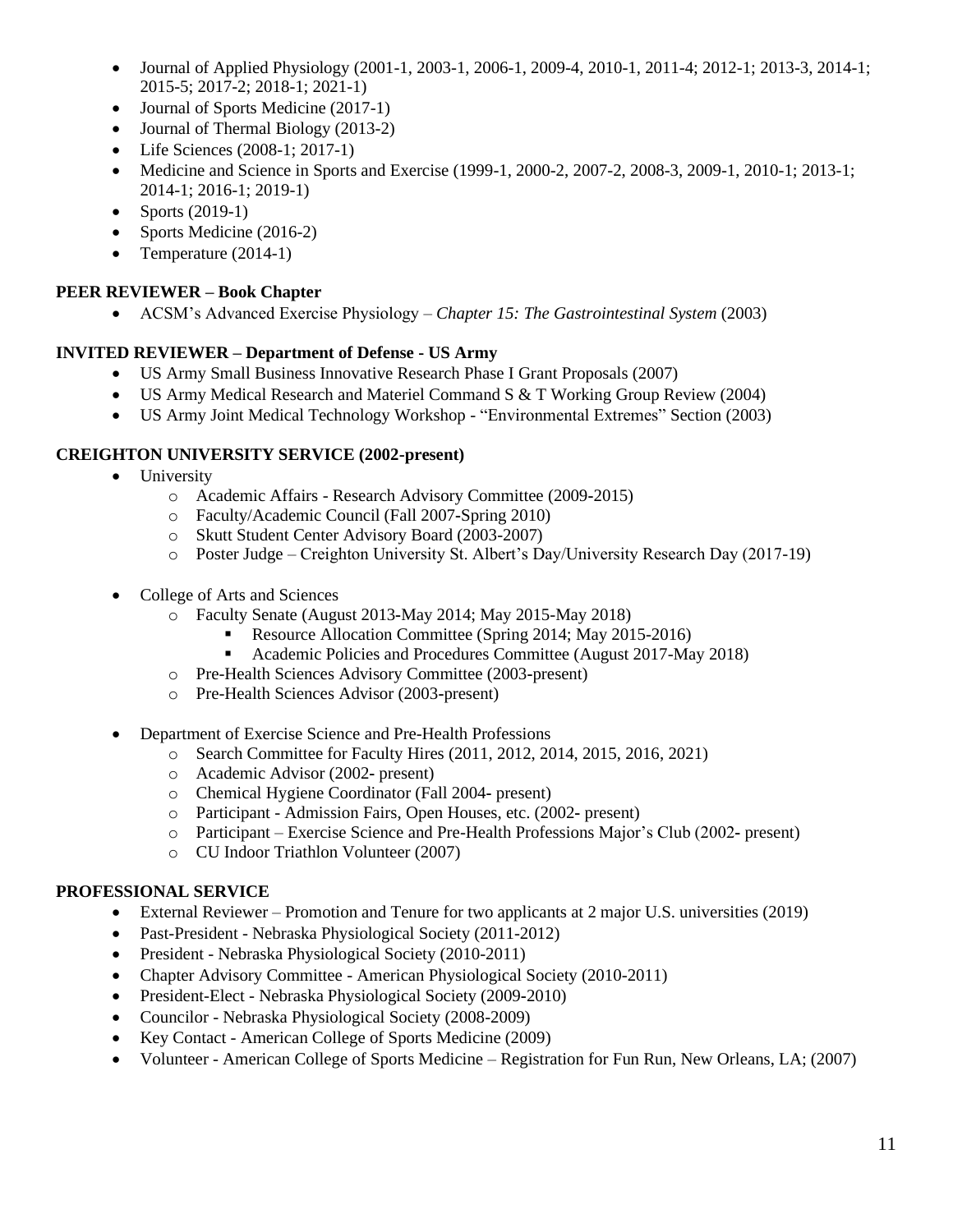- Journal of Applied Physiology (2001-1, 2003-1, 2006-1, 2009-4, 2010-1, 2011-4; 2012-1; 2013-3, 2014-1; 2015-5; 2017-2; 2018-1; 2021-1)
- Journal of Sports Medicine (2017-1)
- Journal of Thermal Biology (2013-2)
- Life Sciences (2008-1; 2017-1)
- Medicine and Science in Sports and Exercise (1999-1, 2000-2, 2007-2, 2008-3, 2009-1, 2010-1; 2013-1; 2014-1; 2016-1; 2019-1)
- Sports (2019-1)
- Sports Medicine (2016-2)
- Temperature (2014-1)

**PEER REVIEWER – Book Chapter**

- ACSM's Advanced Exercise Physiology – *Chapter 15: The Gastrointestinal System* (2003)

**INVITED REVIEWER – Department of Defense - US Army**

- US Army Small Business Innovative Research Phase I Grant Proposals (2007)
- US Army Medical Research and Materiel Command S & T Working Group Review (2004)
- US Army Joint Medical Technology Workshop - "Environmental Extremes" Section (2003)

**CREIGHTON UNIVERSITY SERVICE (2002-present)**

- University
  - Academic Affairs - Research Advisory Committee (2009-2015)
  - Faculty/Academic Council (Fall 2007-Spring 2010)
  - Skutt Student Center Advisory Board (2003-2007)
  - Poster Judge – Creighton University St. Albert's Day/University Research Day (2017-19)
- College of Arts and Sciences
  - Faculty Senate (August 2013-May 2014; May 2015-May 2018)
    - Resource Allocation Committee (Spring 2014; May 2015-2016)
    - Academic Policies and Procedures Committee (August 2017-May 2018)
  - Pre-Health Sciences Advisory Committee (2003-present)
  - Pre-Health Sciences Advisor (2003-present)
- Department of Exercise Science and Pre-Health Professions
  - Search Committee for Faculty Hires (2011, 2012, 2014, 2015, 2016, 2021)
  - Academic Advisor (2002- present)
  - Chemical Hygiene Coordinator (Fall 2004- present)
  - Participant - Admission Fairs, Open Houses, etc. (2002- present)
  - Participant – Exercise Science and Pre-Health Professions Major's Club (2002- present)
  - CU Indoor Triathlon Volunteer (2007)

**PROFESSIONAL SERVICE**

- External Reviewer – Promotion and Tenure for two applicants at 2 major U.S. universities (2019)
- Past-President - Nebraska Physiological Society (2011-2012)
- President - Nebraska Physiological Society (2010-2011)
- Chapter Advisory Committee - American Physiological Society (2010-2011)
- President-Elect - Nebraska Physiological Society (2009-2010)
- Councilor - Nebraska Physiological Society (2008-2009)
- Key Contact - American College of Sports Medicine (2009)
- Volunteer - American College of Sports Medicine – Registration for Fun Run, New Orleans, LA; (2007)